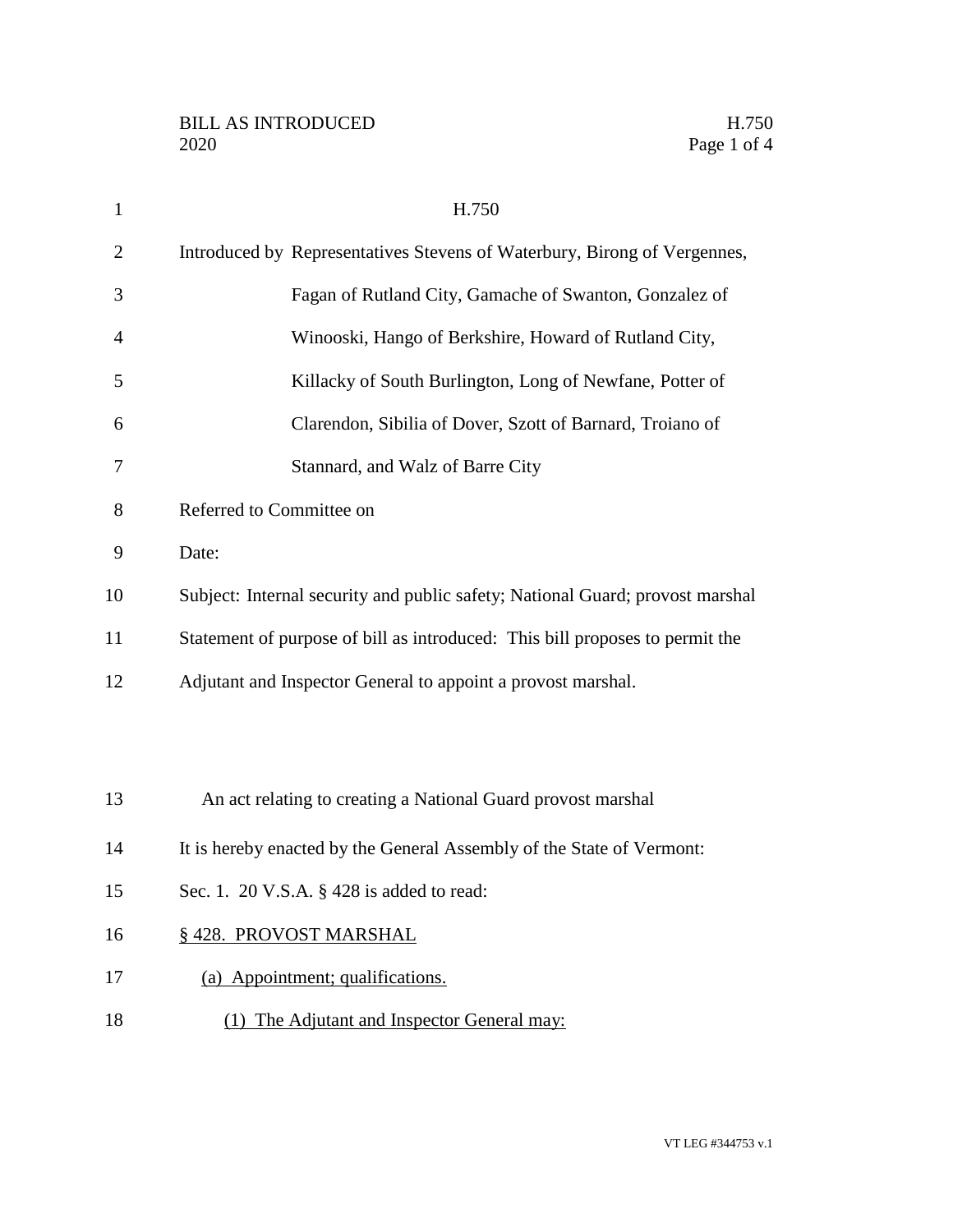H.750

Introduced by Representatives Stevens of Waterbury, Birong of Vergennes, Fagan of Rutland City, Gamache of Swanton, Gonzalez of Winooski, Hango of Berkshire, Howard of Rutland City, Killacky of South Burlington, Long of Newfane, Potter of Clarendon, Sibilia of Dover, Szott of Barnard, Troiano of Stannard, and Walz of Barre City

Referred to Committee on

Date:

Subject: Internal security and public safety; National Guard; provost marshal

Statement of purpose of bill as introduced: This bill proposes to permit the Adjutant and Inspector General to appoint a provost marshal.

An act relating to creating a National Guard provost marshal

It is hereby enacted by the General Assembly of the State of Vermont:

Sec. 1. 20 V.S.A. § 428 is added to read:

§ 428. PROVOST MARSHAL

(a) Appointment; qualifications.

(1) The Adjutant and Inspector General may: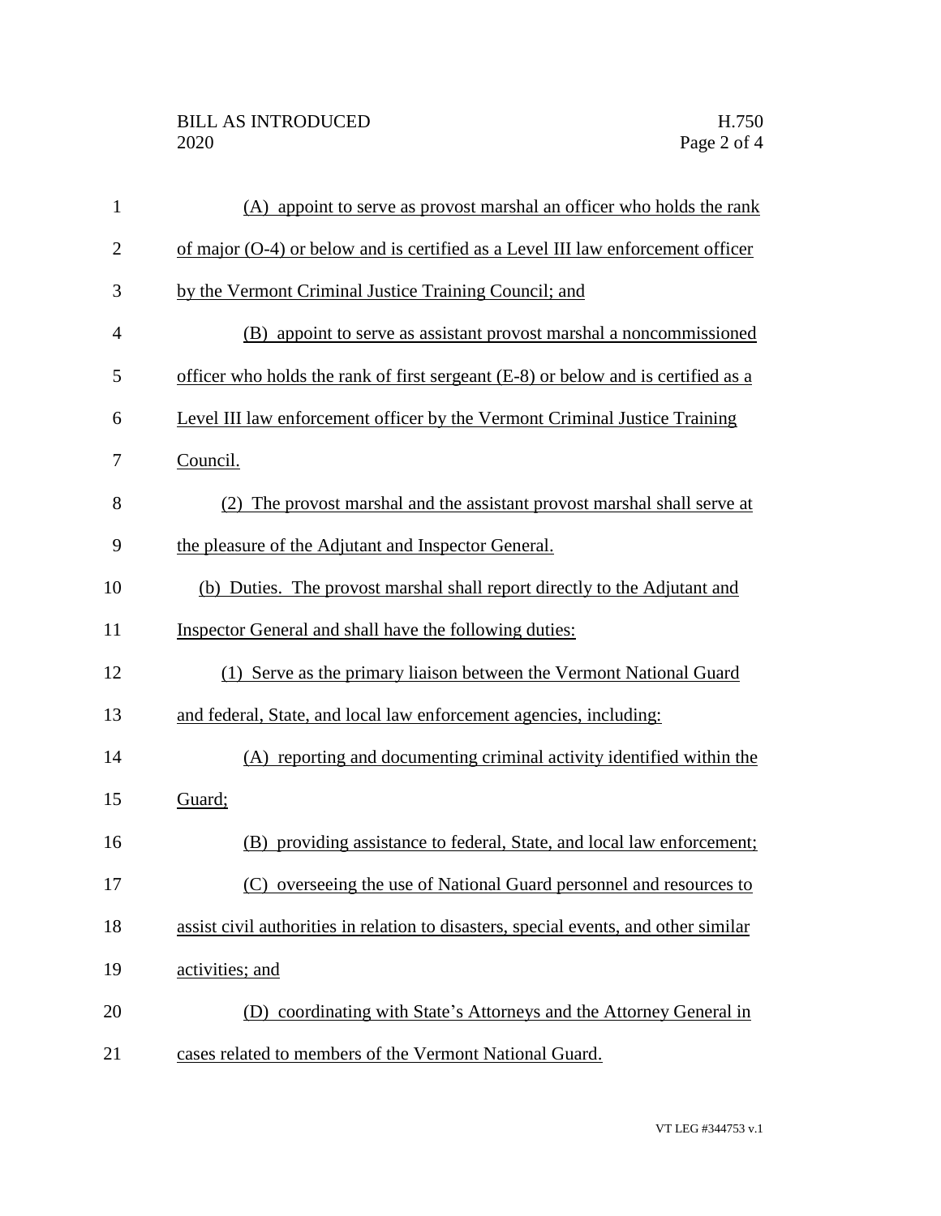(A) appoint to serve as provost marshal an officer who holds the rank of major (O-4) or below and is certified as a Level III law enforcement officer by the Vermont Criminal Justice Training Council; and

(B) appoint to serve as assistant provost marshal a noncommissioned officer who holds the rank of first sergeant (E-8) or below and is certified as a Level III law enforcement officer by the Vermont Criminal Justice Training Council.

(2) The provost marshal and the assistant provost marshal shall serve at the pleasure of the Adjutant and Inspector General.

(b) Duties. The provost marshal shall report directly to the Adjutant and Inspector General and shall have the following duties:

(1) Serve as the primary liaison between the Vermont National Guard and federal, State, and local law enforcement agencies, including:

(A) reporting and documenting criminal activity identified within the Guard;

(B) providing assistance to federal, State, and local law enforcement;

(C) overseeing the use of National Guard personnel and resources to assist civil authorities in relation to disasters, special events, and other similar activities; and

(D) coordinating with State's Attorneys and the Attorney General in cases related to members of the Vermont National Guard.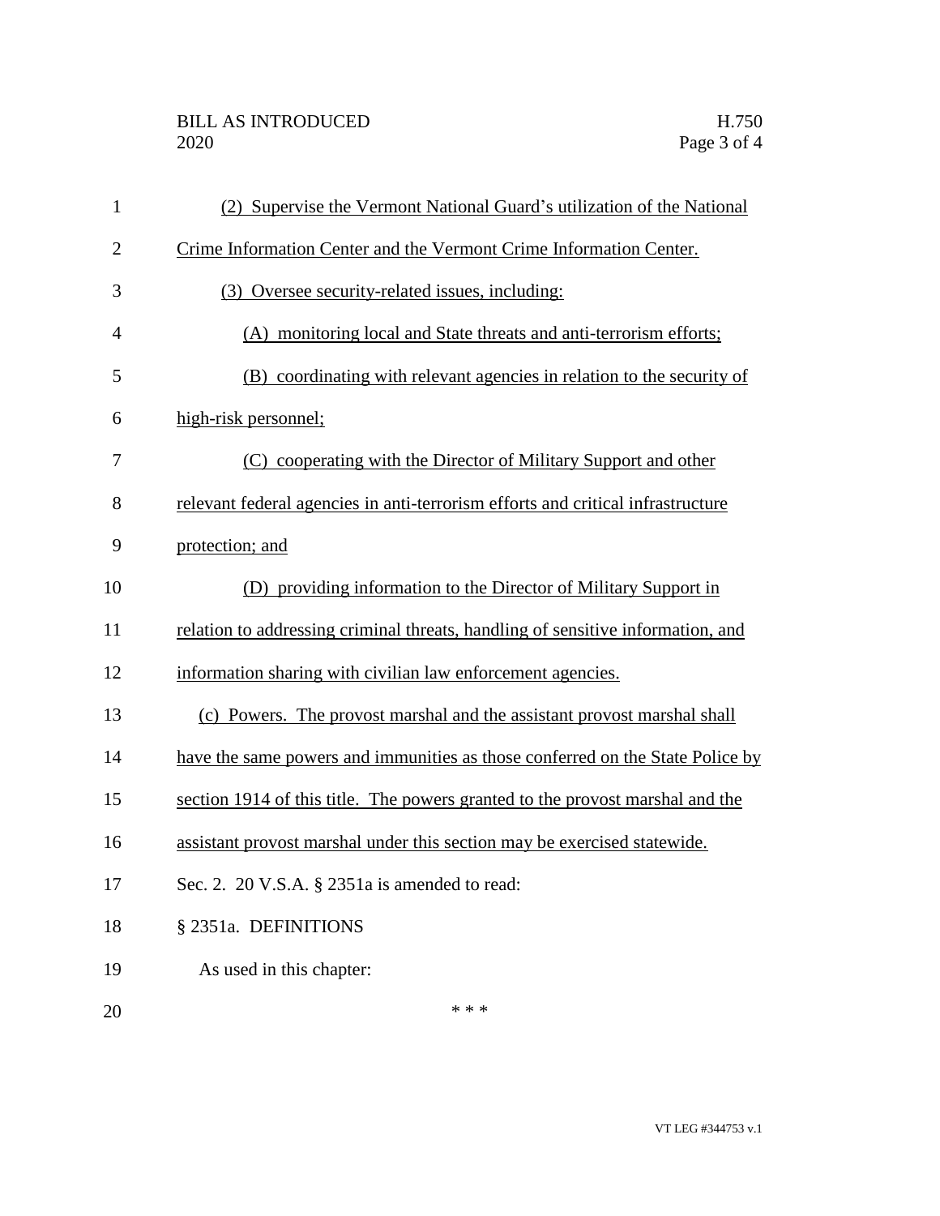(2) Supervise the Vermont National Guard's utilization of the National Crime Information Center and the Vermont Crime Information Center.

(3) Oversee security-related issues, including:

(A) monitoring local and State threats and anti-terrorism efforts;

(B) coordinating with relevant agencies in relation to the security of high-risk personnel;

(C) cooperating with the Director of Military Support and other relevant federal agencies in anti-terrorism efforts and critical infrastructure protection; and

(D) providing information to the Director of Military Support in relation to addressing criminal threats, handling of sensitive information, and information sharing with civilian law enforcement agencies.

(c) Powers. The provost marshal and the assistant provost marshal shall have the same powers and immunities as those conferred on the State Police by section 1914 of this title. The powers granted to the provost marshal and the assistant provost marshal under this section may be exercised statewide.

Sec. 2. 20 V.S.A. § 2351a is amended to read:

§ 2351a. DEFINITIONS

As used in this chapter:

\* \* \*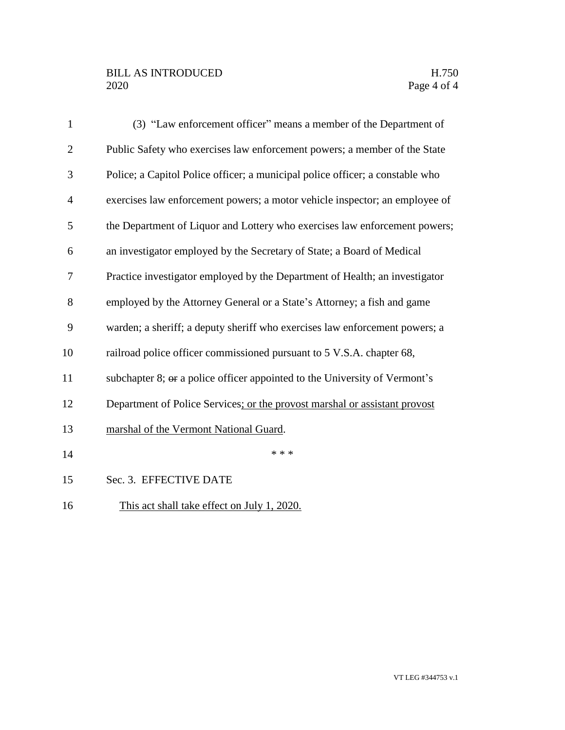(3) "Law enforcement officer" means a member of the Department of Public Safety who exercises law enforcement powers; a member of the State Police; a Capitol Police officer; a municipal police officer; a constable who exercises law enforcement powers; a motor vehicle inspector; an employee of the Department of Liquor and Lottery who exercises law enforcement powers; an investigator employed by the Secretary of State; a Board of Medical Practice investigator employed by the Department of Health; an investigator employed by the Attorney General or a State's Attorney; a fish and game warden; a sheriff; a deputy sheriff who exercises law enforcement powers; a railroad police officer commissioned pursuant to 5 V.S.A. chapter 68, subchapter 8; ~~or~~ a police officer appointed to the University of Vermont's Department of Police Services<u>; or the provost marshal or assistant provost marshal of the Vermont National Guard</u>.

\* \* \*

Sec. 3. EFFECTIVE DATE

<u>This act shall take effect on July 1, 2020.</u>